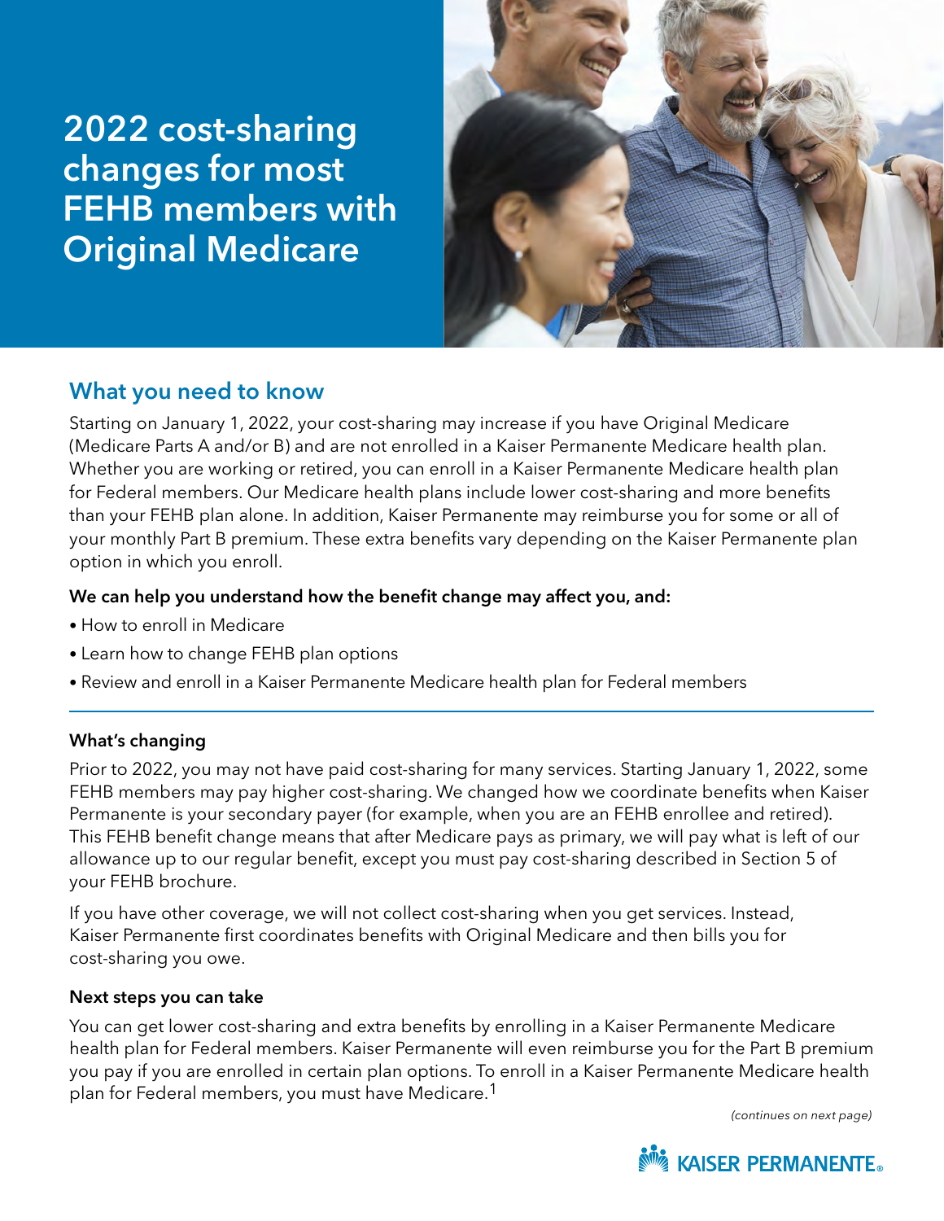# 2022 cost-sharing changes for most FEHB members with Original Medicare

## What you need to know

Starting on January 1, 2022, your cost-sharing may increase if you have Original Medicare (Medicare Parts A and/or B) and are not enrolled in a Kaiser Permanente Medicare health plan. Whether you are working or retired, you can enroll in a Kaiser Permanente Medicare health plan for Federal members. Our Medicare health plans include lower cost-sharing and more benefits than your FEHB plan alone. In addition, Kaiser Permanente may reimburse you for some or all of your monthly Part B premium. These extra benefits vary depending on the Kaiser Permanente plan option in which you enroll.

**We can help you understand how the benefit change may affect you, and:**

- How to enroll in Medicare
- Learn how to change FEHB plan options
- Review and enroll in a Kaiser Permanente Medicare health plan for Federal members

---

**What's changing**

Prior to 2022, you may not have paid cost-sharing for many services. Starting January 1, 2022, some FEHB members may pay higher cost-sharing. We changed how we coordinate benefits when Kaiser Permanente is your secondary payer (for example, when you are an FEHB enrollee and retired). This FEHB benefit change means that after Medicare pays as primary, we will pay what is left of our allowance up to our regular benefit, except you must pay cost-sharing described in Section 5 of your FEHB brochure.

If you have other coverage, we will not collect cost-sharing when you get services. Instead, Kaiser Permanente first coordinates benefits with Original Medicare and then bills you for cost-sharing you owe.

**Next steps you can take**

You can get lower cost-sharing and extra benefits by enrolling in a Kaiser Permanente Medicare health plan for Federal members. Kaiser Permanente will even reimburse you for the Part B premium you pay if you are enrolled in certain plan options. To enroll in a Kaiser Permanente Medicare health plan for Federal members, you must have Medicare.[1]

*(continues on next page)*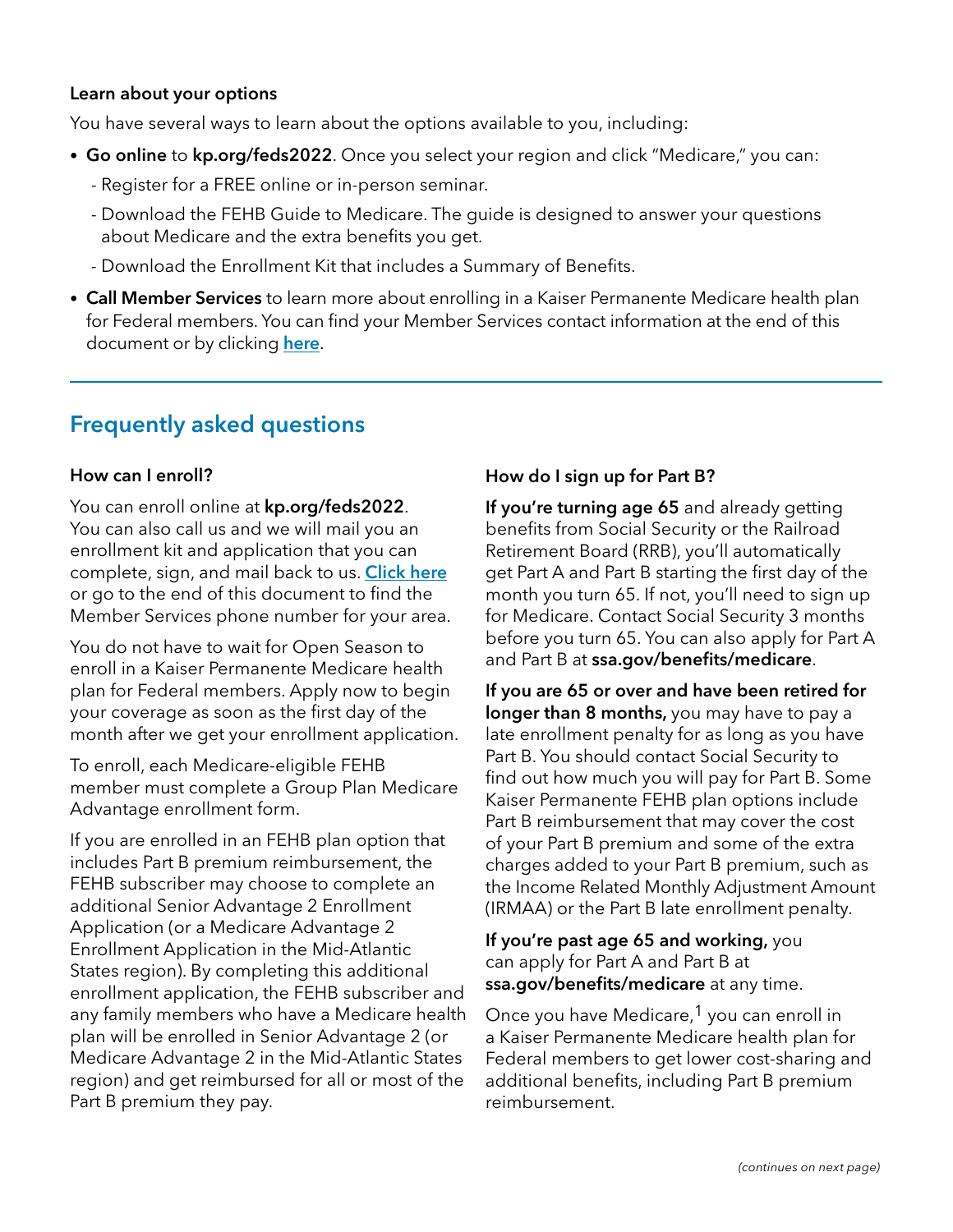**Learn about your options**

You have several ways to learn about the options available to you, including:

- **Go online** to **kp.org/feds2022**. Once you select your region and click "Medicare," you can:
  - Register for a FREE online or in-person seminar.
  - Download the FEHB Guide to Medicare. The guide is designed to answer your questions about Medicare and the extra benefits you get.
  - Download the Enrollment Kit that includes a Summary of Benefits.
- **Call Member Services** to learn more about enrolling in a Kaiser Permanente Medicare health plan for Federal members. You can find your Member Services contact information at the end of this document or by clicking **here**.

## Frequently asked questions

**How can I enroll?**

You can enroll online at **kp.org/feds2022**. You can also call us and we will mail you an enrollment kit and application that you can complete, sign, and mail back to us. **Click here** or go to the end of this document to find the Member Services phone number for your area.

You do not have to wait for Open Season to enroll in a Kaiser Permanente Medicare health plan for Federal members. Apply now to begin your coverage as soon as the first day of the month after we get your enrollment application.

To enroll, each Medicare-eligible FEHB member must complete a Group Plan Medicare Advantage enrollment form.

If you are enrolled in an FEHB plan option that includes Part B premium reimbursement, the FEHB subscriber may choose to complete an additional Senior Advantage 2 Enrollment Application (or a Medicare Advantage 2 Enrollment Application in the Mid-Atlantic States region). By completing this additional enrollment application, the FEHB subscriber and any family members who have a Medicare health plan will be enrolled in Senior Advantage 2 (or Medicare Advantage 2 in the Mid-Atlantic States region) and get reimbursed for all or most of the Part B premium they pay.

**How do I sign up for Part B?**

**If you're turning age 65** and already getting benefits from Social Security or the Railroad Retirement Board (RRB), you'll automatically get Part A and Part B starting the first day of the month you turn 65. If not, you'll need to sign up for Medicare. Contact Social Security 3 months before you turn 65. You can also apply for Part A and Part B at **ssa.gov/benefits/medicare**.

**If you are 65 or over and have been retired for longer than 8 months,** you may have to pay a late enrollment penalty for as long as you have Part B. You should contact Social Security to find out how much you will pay for Part B. Some Kaiser Permanente FEHB plan options include Part B reimbursement that may cover the cost of your Part B premium and some of the extra charges added to your Part B premium, such as the Income Related Monthly Adjustment Amount (IRMAA) or the Part B late enrollment penalty.

**If you're past age 65 and working,** you can apply for Part A and Part B at **ssa.gov/benefits/medicare** at any time.

Once you have Medicare,[1] you can enroll in a Kaiser Permanente Medicare health plan for Federal members to get lower cost-sharing and additional benefits, including Part B premium reimbursement.

*(continues on next page)*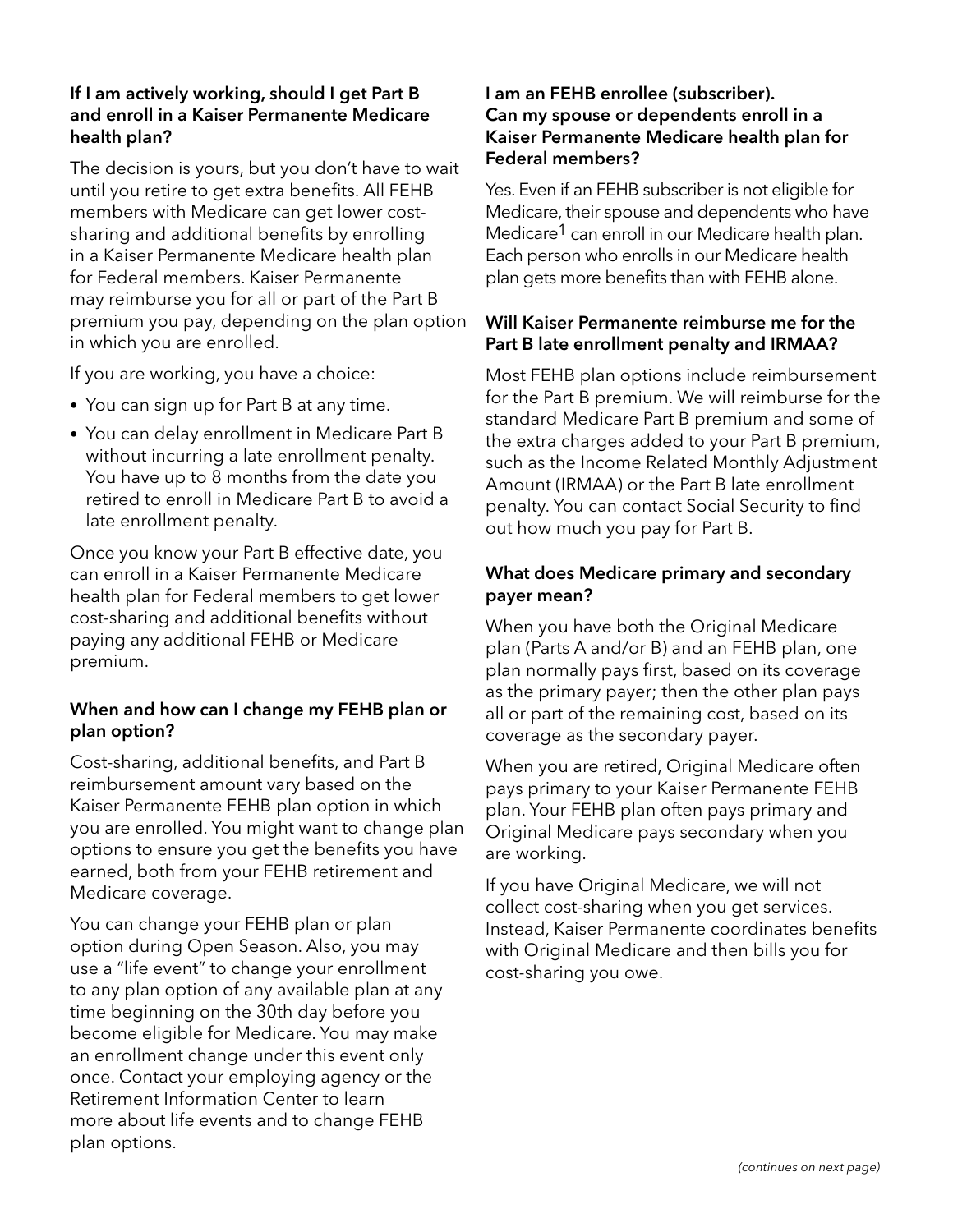### If I am actively working, should I get Part B and enroll in a Kaiser Permanente Medicare health plan?

The decision is yours, but you don't have to wait until you retire to get extra benefits. All FEHB members with Medicare can get lower cost-sharing and additional benefits by enrolling in a Kaiser Permanente Medicare health plan for Federal members. Kaiser Permanente may reimburse you for all or part of the Part B premium you pay, depending on the plan option in which you are enrolled.

If you are working, you have a choice:

- You can sign up for Part B at any time.
- You can delay enrollment in Medicare Part B without incurring a late enrollment penalty. You have up to 8 months from the date you retired to enroll in Medicare Part B to avoid a late enrollment penalty.

Once you know your Part B effective date, you can enroll in a Kaiser Permanente Medicare health plan for Federal members to get lower cost-sharing and additional benefits without paying any additional FEHB or Medicare premium.

### When and how can I change my FEHB plan or plan option?

Cost-sharing, additional benefits, and Part B reimbursement amount vary based on the Kaiser Permanente FEHB plan option in which you are enrolled. You might want to change plan options to ensure you get the benefits you have earned, both from your FEHB retirement and Medicare coverage.

You can change your FEHB plan or plan option during Open Season. Also, you may use a "life event" to change your enrollment to any plan option of any available plan at any time beginning on the 30th day before you become eligible for Medicare. You may make an enrollment change under this event only once. Contact your employing agency or the Retirement Information Center to learn more about life events and to change FEHB plan options.

### I am an FEHB enrollee (subscriber). Can my spouse or dependents enroll in a Kaiser Permanente Medicare health plan for Federal members?

Yes. Even if an FEHB subscriber is not eligible for Medicare, their spouse and dependents who have Medicare[1] can enroll in our Medicare health plan. Each person who enrolls in our Medicare health plan gets more benefits than with FEHB alone.

### Will Kaiser Permanente reimburse me for the Part B late enrollment penalty and IRMAA?

Most FEHB plan options include reimbursement for the Part B premium. We will reimburse for the standard Medicare Part B premium and some of the extra charges added to your Part B premium, such as the Income Related Monthly Adjustment Amount (IRMAA) or the Part B late enrollment penalty. You can contact Social Security to find out how much you pay for Part B.

### What does Medicare primary and secondary payer mean?

When you have both the Original Medicare plan (Parts A and/or B) and an FEHB plan, one plan normally pays first, based on its coverage as the primary payer; then the other plan pays all or part of the remaining cost, based on its coverage as the secondary payer.

When you are retired, Original Medicare often pays primary to your Kaiser Permanente FEHB plan. Your FEHB plan often pays primary and Original Medicare pays secondary when you are working.

If you have Original Medicare, we will not collect cost-sharing when you get services. Instead, Kaiser Permanente coordinates benefits with Original Medicare and then bills you for cost-sharing you owe.

*(continues on next page)*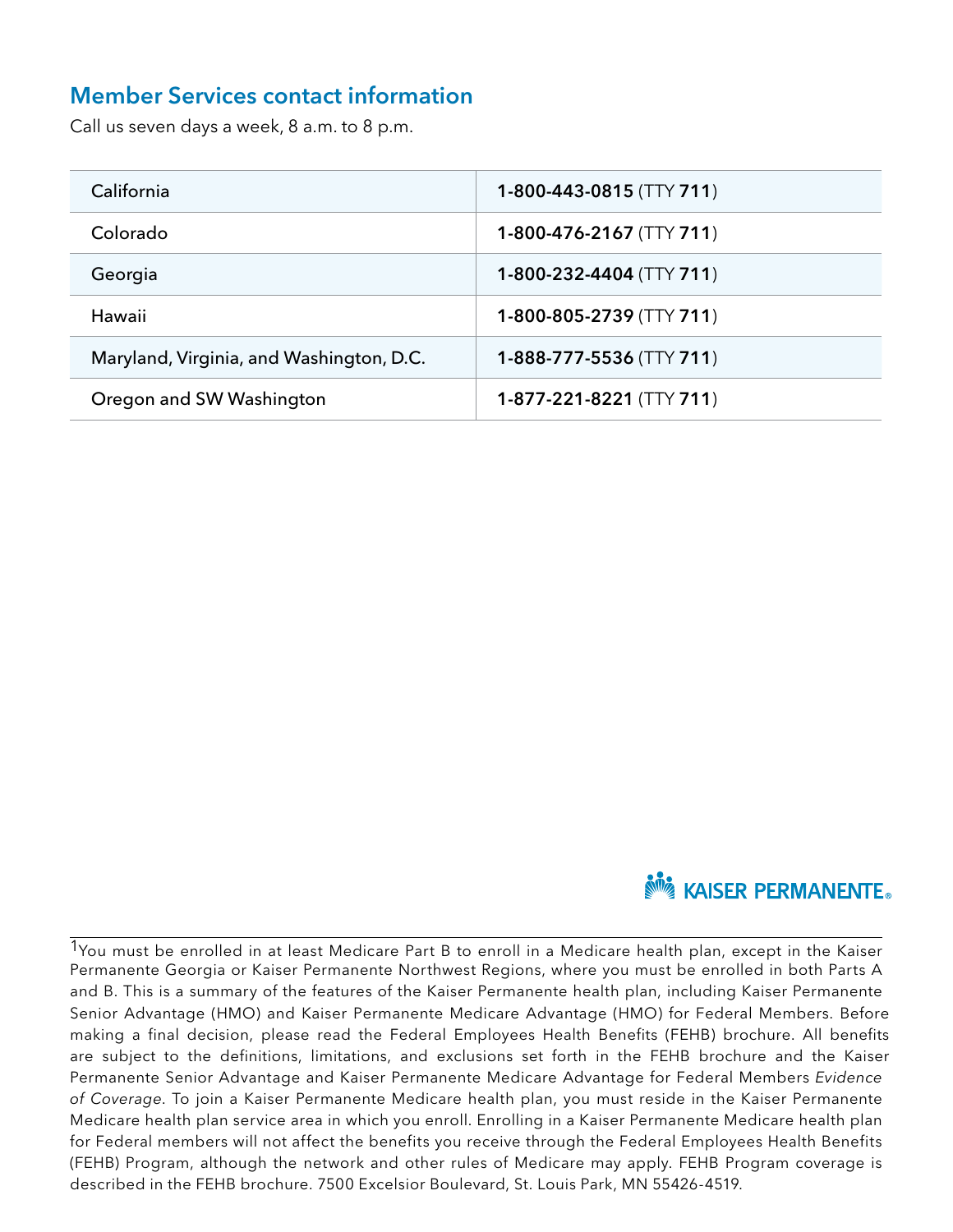## Member Services contact information

Call us seven days a week, 8 a.m. to 8 p.m.

| | |
|---|---|
| California | **1-800-443-0815** (TTY **711**) |
| Colorado | **1-800-476-2167** (TTY **711**) |
| Georgia | **1-800-232-4404** (TTY **711**) |
| Hawaii | **1-800-805-2739** (TTY **711**) |
| Maryland, Virginia, and Washington, D.C. | **1-888-777-5536** (TTY **711**) |
| Oregon and SW Washington | **1-877-221-8221** (TTY **711**) |

KAISER PERMANENTE®

[1]You must be enrolled in at least Medicare Part B to enroll in a Medicare health plan, except in the Kaiser Permanente Georgia or Kaiser Permanente Northwest Regions, where you must be enrolled in both Parts A and B. This is a summary of the features of the Kaiser Permanente health plan, including Kaiser Permanente Senior Advantage (HMO) and Kaiser Permanente Medicare Advantage (HMO) for Federal Members. Before making a final decision, please read the Federal Employees Health Benefits (FEHB) brochure. All benefits are subject to the definitions, limitations, and exclusions set forth in the FEHB brochure and the Kaiser Permanente Senior Advantage and Kaiser Permanente Medicare Advantage for Federal Members *Evidence of Coverage*. To join a Kaiser Permanente Medicare health plan, you must reside in the Kaiser Permanente Medicare health plan service area in which you enroll. Enrolling in a Kaiser Permanente Medicare health plan for Federal members will not affect the benefits you receive through the Federal Employees Health Benefits (FEHB) Program, although the network and other rules of Medicare may apply. FEHB Program coverage is described in the FEHB brochure. 7500 Excelsior Boulevard, St. Louis Park, MN 55426-4519.